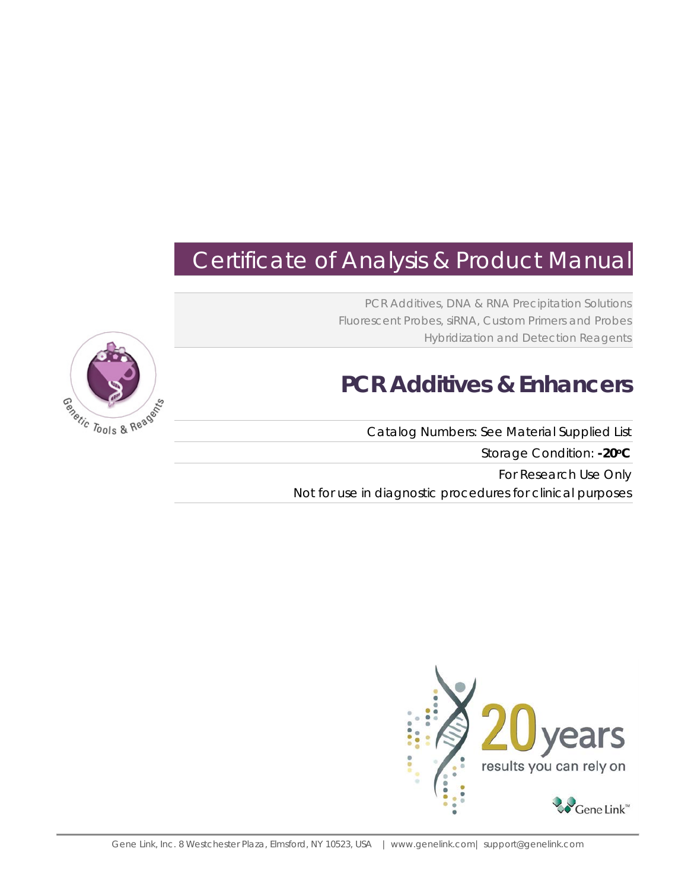# Certificate of Analysis & Product Manual

PCR Additives, DNA & RNA Precipitation Solutions
Fluorescent Probes, siRNA, Custom Primers and Probes
Hybridization and Detection Reagents

Genetic Tools & Reagents

## PCR Additives & Enhancers

Catalog Numbers: See Material Supplied List

Storage Condition: **-20°C**

For Research Use Only

Not for use in diagnostic procedures for clinical purposes

20 years
results you can rely on

Gene Link™

Gene Link, Inc. 8 Westchester Plaza, Elmsford, NY 10523, USA | www.genelink.com | support@genelink.com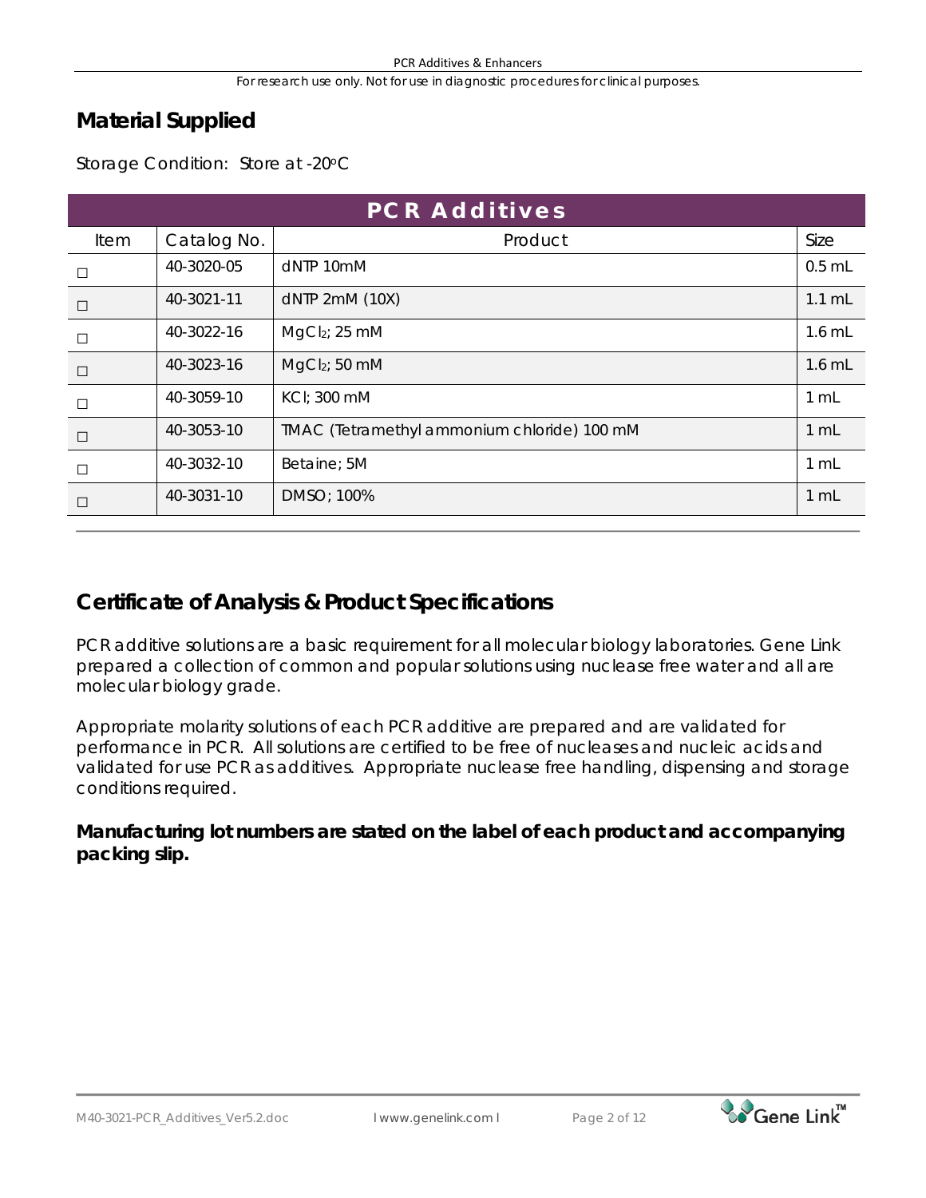## Material Supplied

Storage Condition: Store at -20°C

| PCR Additives | | | |
|---|---|---|---|
| Item | Catalog No. | Product | Size |
| ☐ | 40-3020-05 | dNTP 10mM | 0.5 mL |
| ☐ | 40-3021-11 | dNTP 2mM (10X) | 1.1 mL |
| ☐ | 40-3022-16 | $MgCl_2$; 25 mM | 1.6 mL |
| ☐ | 40-3023-16 | $MgCl_2$; 50 mM | 1.6 mL |
| ☐ | 40-3059-10 | KCl; 300 mM | 1 mL |
| ☐ | 40-3053-10 | TMAC (Tetramethyl ammonium chloride) 100 mM | 1 mL |
| ☐ | 40-3032-10 | Betaine; 5M | 1 mL |
| ☐ | 40-3031-10 | DMSO; 100% | 1 mL |

## Certificate of Analysis & Product Specifications

PCR additive solutions are a basic requirement for all molecular biology laboratories. Gene Link prepared a collection of common and popular solutions using nuclease free water and all are molecular biology grade.

Appropriate molarity solutions of each PCR additive are prepared and are validated for performance in PCR. All solutions are certified to be free of nucleases and nucleic acids and validated for use PCR as additives. Appropriate nuclease free handling, dispensing and storage conditions required.

**Manufacturing lot numbers are stated on the label of each product and accompanying packing slip.**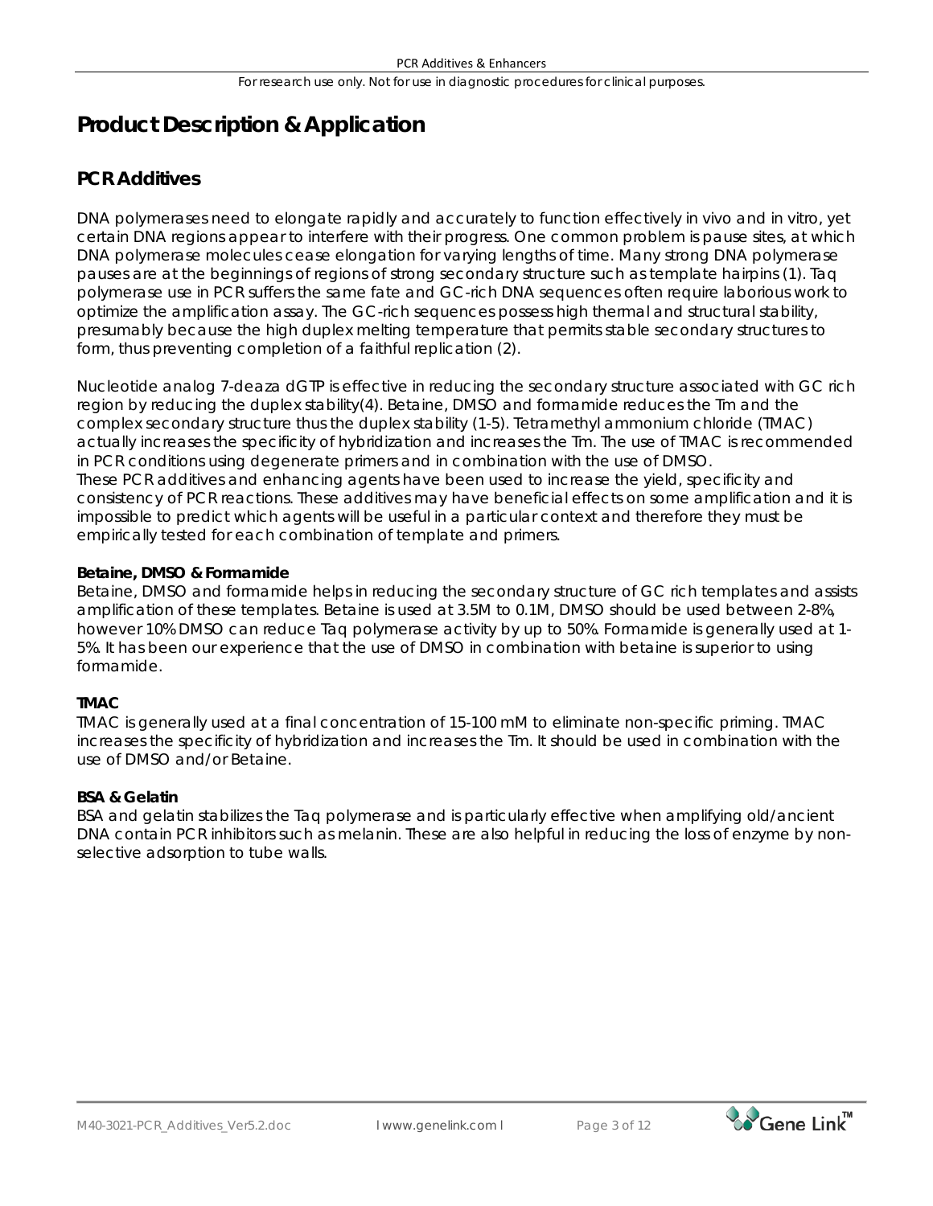# Product Description & Application

## PCR Additives

DNA polymerases need to elongate rapidly and accurately to function effectively in vivo and in vitro, yet certain DNA regions appear to interfere with their progress. One common problem is pause sites, at which DNA polymerase molecules cease elongation for varying lengths of time. Many strong DNA polymerase pauses are at the beginnings of regions of strong secondary structure such as template hairpins (1). Taq polymerase use in PCR suffers the same fate and GC-rich DNA sequences often require laborious work to optimize the amplification assay. The GC-rich sequences possess high thermal and structural stability, presumably because the high duplex melting temperature that permits stable secondary structures to form, thus preventing completion of a faithful replication (2).

Nucleotide analog 7-deaza dGTP is effective in reducing the secondary structure associated with GC rich region by reducing the duplex stability(4). Betaine, DMSO and formamide reduces the Tm and the complex secondary structure thus the duplex stability (1-5). Tetramethyl ammonium chloride (TMAC) actually increases the specificity of hybridization and increases the Tm. The use of TMAC is recommended in PCR conditions using degenerate primers and in combination with the use of DMSO.
These PCR additives and enhancing agents have been used to increase the yield, specificity and consistency of PCR reactions. These additives may have beneficial effects on some amplification and it is impossible to predict which agents will be useful in a particular context and therefore they must be empirically tested for each combination of template and primers.

**Betaine, DMSO & Formamide**
Betaine, DMSO and formamide helps in reducing the secondary structure of GC rich templates and assists amplification of these templates. Betaine is used at 3.5M to 0.1M, DMSO should be used between 2-8%, however 10% DMSO can reduce Taq polymerase activity by up to 50%. Formamide is generally used at 1-5%. It has been our experience that the use of DMSO in combination with betaine is superior to using formamide.

**TMAC**
TMAC is generally used at a final concentration of 15-100 mM to eliminate non-specific priming. TMAC increases the specificity of hybridization and increases the Tm. It should be used in combination with the use of DMSO and/or Betaine.

**BSA & Gelatin**
BSA and gelatin stabilizes the Taq polymerase and is particularly effective when amplifying old/ancient DNA contain PCR inhibitors such as melanin. These are also helpful in reducing the loss of enzyme by non-selective adsorption to tube walls.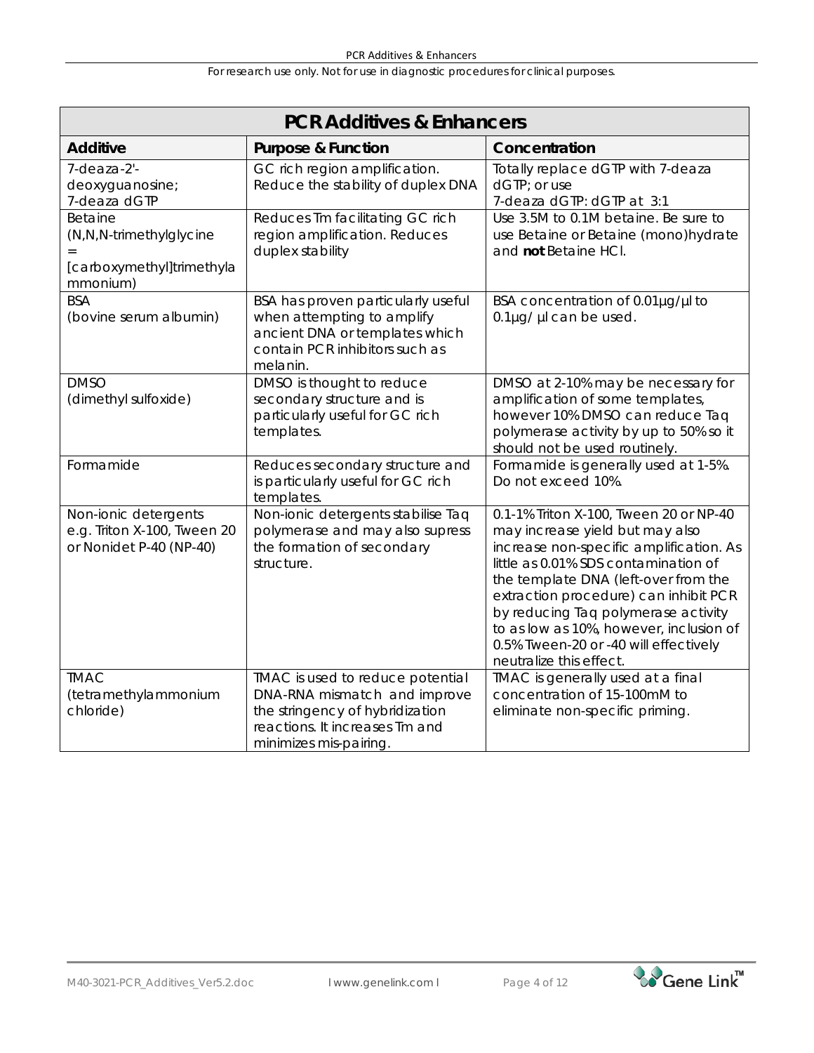For research use only. Not for use in diagnostic procedures for clinical purposes.

| **PCR Additives & Enhancers** | | |
|---|---|---|
| **Additive** | **Purpose & Function** | **Concentration** |
| 7-deaza-2'-deoxyguanosine; 7-deaza dGTP | GC rich region amplification. Reduce the stability of duplex DNA | Totally replace dGTP with 7-deaza dGTP; or use 7-deaza dGTP: dGTP at 3:1 |
| Betaine (N,N,N-trimethylglycine = [carboxymethyl]trimethylammonium) | Reduces Tm facilitating GC rich region amplification. Reduces duplex stability | Use 3.5M to 0.1M betaine. Be sure to use Betaine or Betaine (mono)hydrate and **not** Betaine HCl. |
| BSA (bovine serum albumin) | BSA has proven particularly useful when attempting to amplify ancient DNA or templates which contain PCR inhibitors such as melanin. | BSA concentration of 0.01µg/µl to 0.1µg/ µl can be used. |
| DMSO (dimethyl sulfoxide) | DMSO is thought to reduce secondary structure and is particularly useful for GC rich templates. | DMSO at 2-10% may be necessary for amplification of some templates, however 10% DMSO can reduce Taq polymerase activity by up to 50% so it should not be used routinely. |
| Formamide | Reduces secondary structure and is particularly useful for GC rich templates. | Formamide is generally used at 1-5%. Do not exceed 10%. |
| Non-ionic detergents e.g. Triton X-100, Tween 20 or Nonidet P-40 (NP-40) | Non-ionic detergents stabilise Taq polymerase and may also supress the formation of secondary structure. | 0.1-1% Triton X-100, Tween 20 or NP-40 may increase yield but may also increase non-specific amplification. As little as 0.01% SDS contamination of the template DNA (left-over from the extraction procedure) can inhibit PCR by reducing Taq polymerase activity to as low as 10%, however, inclusion of 0.5% Tween-20 or -40 will effectively neutralize this effect. |
| TMAC (tetramethylammonium chloride) | TMAC is used to reduce potential DNA-RNA mismatch and improve the stringency of hybridization reactions. It increases Tm and minimizes mis-pairing. | TMAC is generally used at a final concentration of 15-100mM to eliminate non-specific priming. |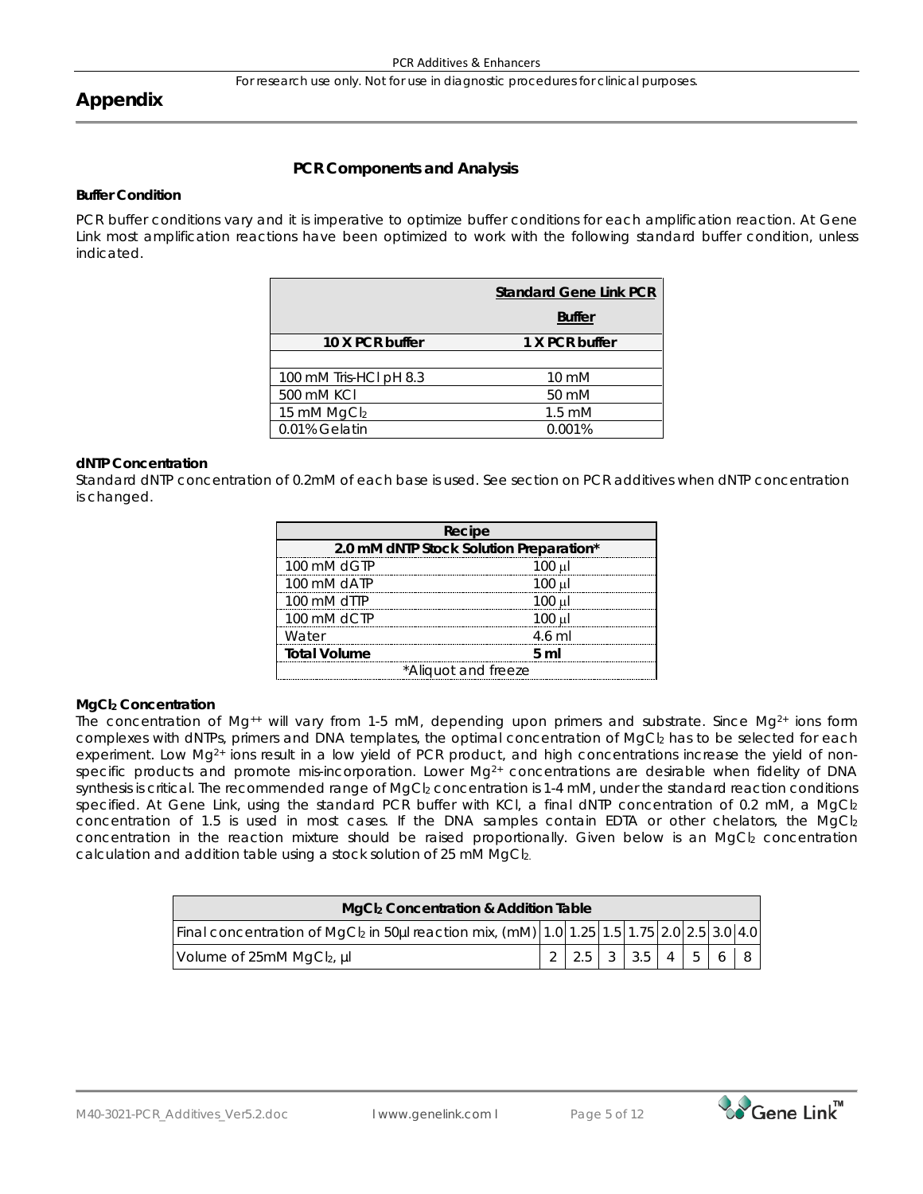# Appendix

## PCR Components and Analysis

**Buffer Condition**

PCR buffer conditions vary and it is imperative to optimize buffer conditions for each amplification reaction. At Gene Link most amplification reactions have been optimized to work with the following standard buffer condition, unless indicated.

| | Standard Gene Link PCR Buffer |
|---|---|
| **10 X PCR buffer** | **1 X PCR buffer** |
| 100 mM Tris-HCl pH 8.3 | 10 mM |
| 500 mM KCl | 50 mM |
| 15 mM $MgCl_2$ | 1.5 mM |
| 0.01% Gelatin | 0.001% |

**dNTP Concentration**

Standard dNTP concentration of 0.2mM of each base is used. See section on PCR additives when dNTP concentration is changed.

| Recipe | |
|---|---|
| **2.0 mM dNTP Stock Solution Preparation*** | |
| 100 mM dGTP | 100 µl |
| 100 mM dATP | 100 µl |
| 100 mM dTTP | 100 µl |
| 100 mM dCTP | 100 µl |
| Water | 4.6 ml |
| **Total Volume** | **5 ml** |
| *Aliquot and freeze | |

**$MgCl_2$ Concentration**

The concentration of $Mg^{++}$ will vary from 1-5 mM, depending upon primers and substrate. Since $Mg^{2+}$ ions form complexes with dNTPs, primers and DNA templates, the optimal concentration of $MgCl_2$ has to be selected for each experiment. Low $Mg^{2+}$ ions result in a low yield of PCR product, and high concentrations increase the yield of non-specific products and promote mis-incorporation. Lower $Mg^{2+}$ concentrations are desirable when fidelity of DNA synthesis is critical. The recommended range of $MgCl_2$ concentration is 1-4 mM, under the standard reaction conditions specified. At Gene Link, using the standard PCR buffer with KCl, a final dNTP concentration of 0.2 mM, a $MgCl_2$ concentration of 1.5 is used in most cases. If the DNA samples contain EDTA or other chelators, the $MgCl_2$ concentration in the reaction mixture should be raised proportionally. Given below is an $MgCl_2$ concentration calculation and addition table using a stock solution of 25 mM $MgCl_2$.

| $MgCl_2$ Concentration & Addition Table | | | | | | | | |
|---|---|---|---|---|---|---|---|---|
| Final concentration of $MgCl_2$ in 50µl reaction mix, (mM) | 1.0 | 1.25 | 1.5 | 1.75 | 2.0 | 2.5 | 3.0 | 4.0 |
| Volume of 25mM $MgCl_2$, µl | 2 | 2.5 | 3 | 3.5 | 4 | 5 | 6 | 8 |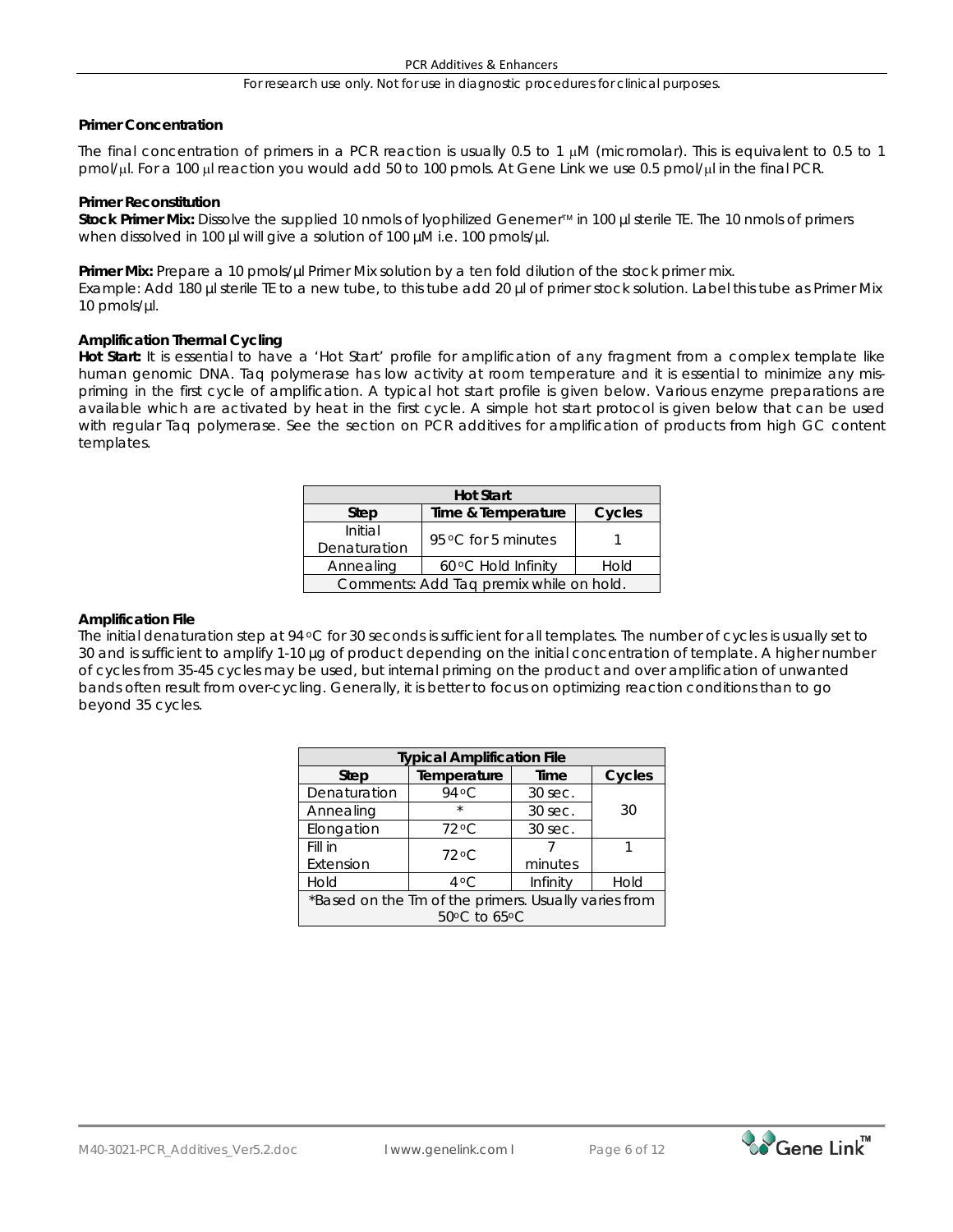### Primer Concentration

The final concentration of primers in a PCR reaction is usually 0.5 to 1 µM (micromolar). This is equivalent to 0.5 to 1 pmol/µl. For a 100 µl reaction you would add 50 to 100 pmols. At Gene Link we use 0.5 pmol/µl in the final PCR.

### Primer Reconstitution

**Stock Primer Mix:** Dissolve the supplied 10 nmols of lyophilized Genemer™ in 100 µl sterile TE. The 10 nmols of primers when dissolved in 100 µl will give a solution of 100 µM i.e. 100 pmols/µl.

**Primer Mix:** Prepare a 10 pmols/µl Primer Mix solution by a ten fold dilution of the stock primer mix.
Example: Add 180 µl sterile TE to a new tube, to this tube add 20 µl of primer stock solution. Label this tube as Primer Mix 10 pmols/µl.

### Amplification Thermal Cycling

**Hot Start:** It is essential to have a 'Hot Start' profile for amplification of any fragment from a complex template like human genomic DNA. Taq polymerase has low activity at room temperature and it is essential to minimize any mis-priming in the first cycle of amplification. A typical hot start profile is given below. Various enzyme preparations are available which are activated by heat in the first cycle. A simple hot start protocol is given below that can be used with regular Taq polymerase. See the section on PCR additives for amplification of products from high GC content templates.

| Hot Start | | |
|---|---|---|
| **Step** | **Time & Temperature** | **Cycles** |
| Initial Denaturation | 95 °C for 5 minutes | 1 |
| Annealing | 60 °C Hold Infinity | Hold |
| Comments: Add Taq premix while on hold. | | |

### Amplification File

The initial denaturation step at 94 °C for 30 seconds is sufficient for all templates. The number of cycles is usually set to 30 and is sufficient to amplify 1-10 µg of product depending on the initial concentration of template. A higher number of cycles from 35-45 cycles may be used, but internal priming on the product and over amplification of unwanted bands often result from over-cycling. Generally, it is better to focus on optimizing reaction conditions than to go beyond 35 cycles.

| Typical Amplification File | | | |
|---|---|---|---|
| **Step** | **Temperature** | **Time** | **Cycles** |
| Denaturation | 94 °C | 30 sec. | 30 |
| Annealing | * | 30 sec. | |
| Elongation | 72 °C | 30 sec. | |
| Fill in Extension | 72 °C | 7 minutes | 1 |
| Hold | 4 °C | Infinity | Hold |
| *Based on the Tm of the primers. Usually varies from 50 °C to 65 °C | | | |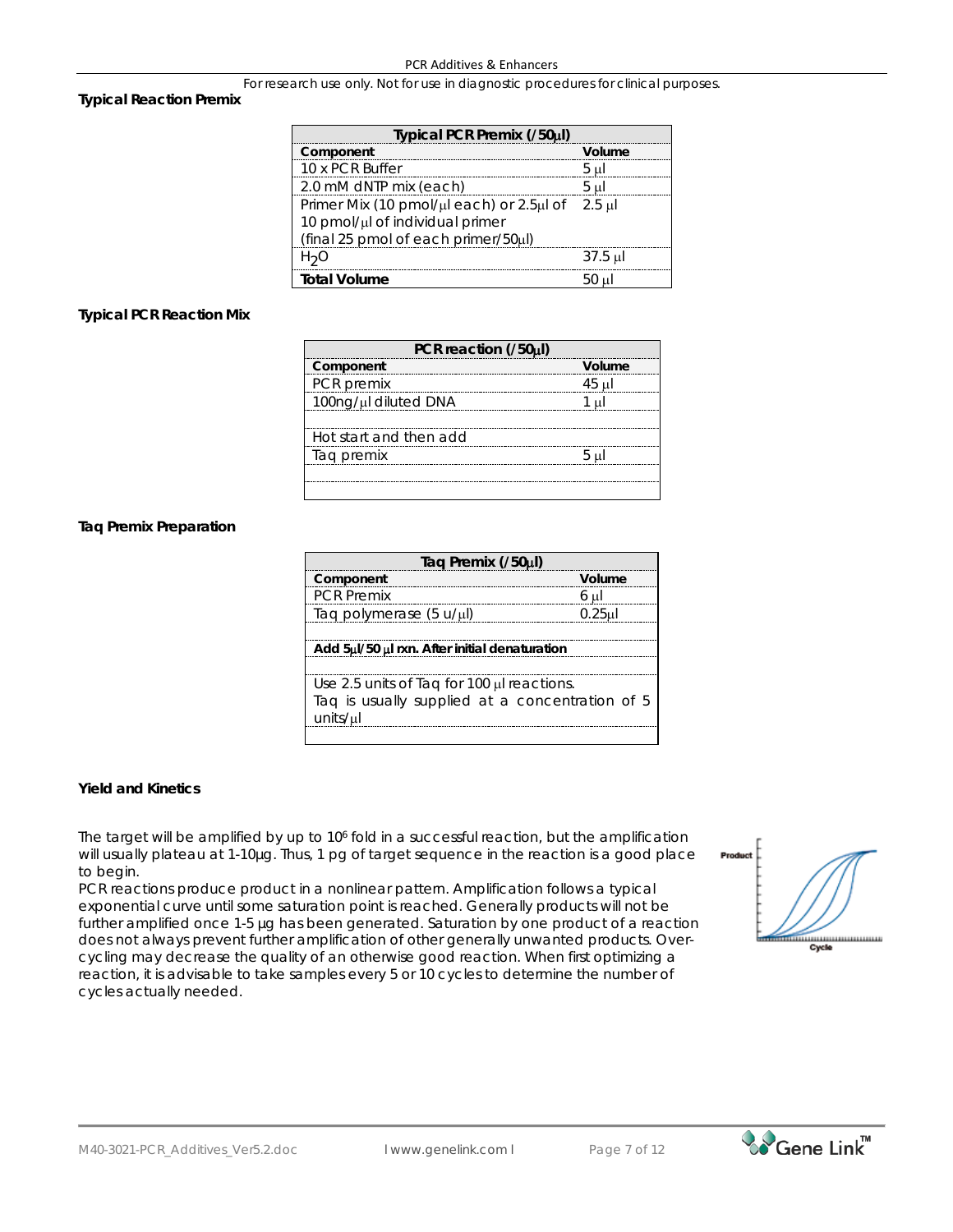For research use only. Not for use in diagnostic procedures for clinical purposes.

**Typical Reaction Premix**

| Typical PCR Premix (/50µl) | |
|---|---|
| **Component** | **Volume** |
| 10 x PCR Buffer | 5 µl |
| 2.0 mM dNTP mix (each) | 5 µl |
| Primer Mix (10 pmol/µl each) or 2.5µl of 10 pmol/µl of individual primer (final 25 pmol of each primer/50µl) | 2.5 µl |
| $H_2O$ | 37.5 µl |
| **Total Volume** | 50 µl |

**Typical PCR Reaction Mix**

| PCR reaction (/50µl) | |
|---|---|
| **Component** | **Volume** |
| PCR premix | 45 µl |
| 100ng/µl diluted DNA | 1 µl |
| | |
| Hot start and then add | |
| Taq premix | 5 µl |

**Taq Premix Preparation**

| Taq Premix (/50µl) | |
|---|---|
| **Component** | **Volume** |
| PCR Premix | 6 µl |
| Taq polymerase (5 u/µl) | 0.25µl |
| | |
| **Add 5µl/50 µl rxn. After initial denaturation** | |
| | |
| Use 2.5 units of Taq for 100 µl reactions. Taq is usually supplied at a concentration of 5 units/µl | |

**Yield and Kinetics**

The target will be amplified by up to $10^6$ fold in a successful reaction, but the amplification will usually plateau at 1-10µg. Thus, 1 pg of target sequence in the reaction is a good place to begin.

PCR reactions produce product in a nonlinear pattern. Amplification follows a typical exponential curve until some saturation point is reached. Generally products will not be further amplified once 1-5 µg has been generated. Saturation by one product of a reaction does not always prevent further amplification of other generally unwanted products. Over-cycling may decrease the quality of an otherwise good reaction. When first optimizing a reaction, it is advisable to take samples every 5 or 10 cycles to determine the number of cycles actually needed.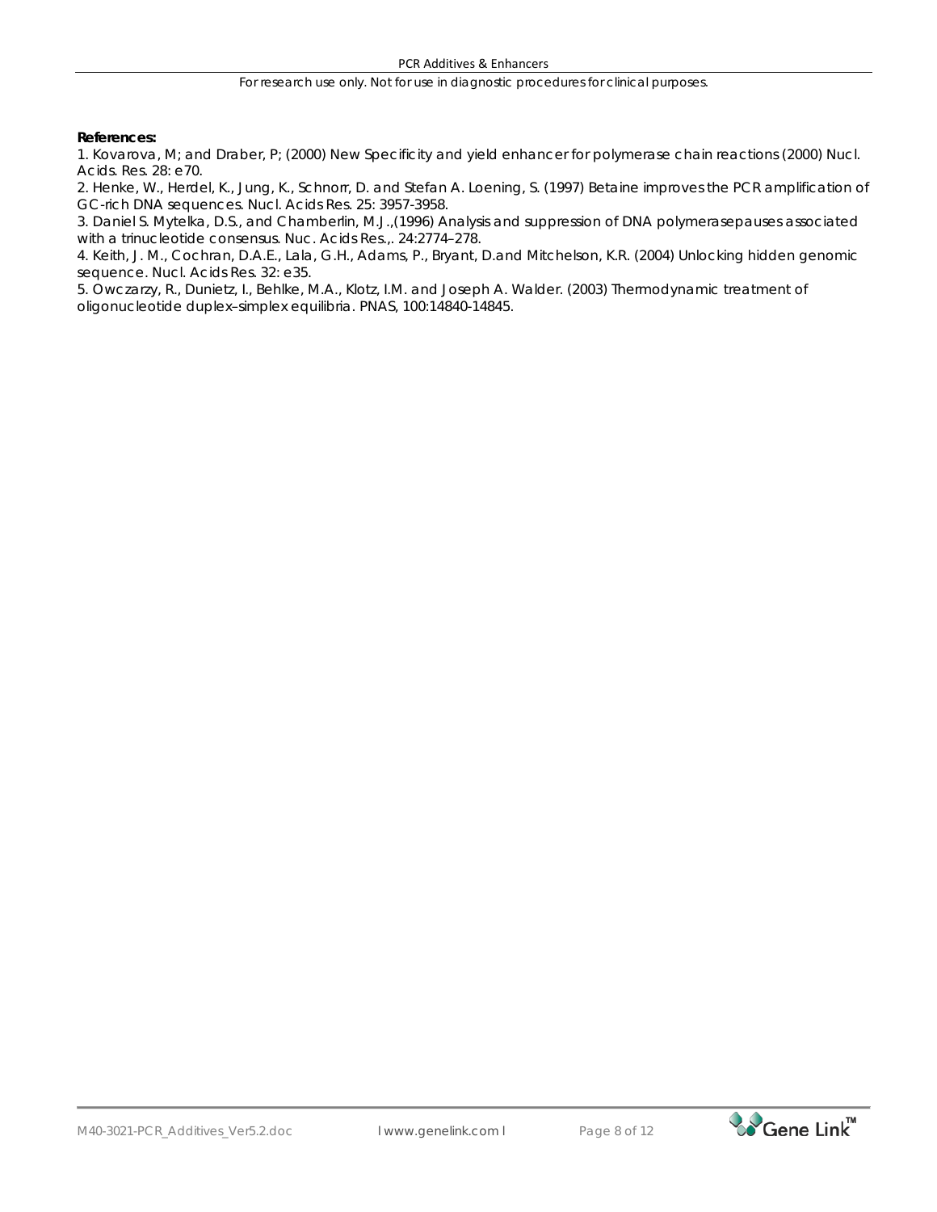**References:**

1. Kovarova, M; and Draber, P; (2000) New Specificity and yield enhancer for polymerase chain reactions (2000) Nucl. Acids. Res. 28: e70.
2. Henke, W., Herdel, K., Jung, K., Schnorr, D. and Stefan A. Loening, S. (1997) Betaine improves the PCR amplification of GC-rich DNA sequences. Nucl. Acids Res. 25: 3957-3958.
3. Daniel S. Mytelka, D.S., and Chamberlin, M.J.,(1996) Analysis and suppression of DNA polymerasepauses associated with a trinucleotide consensus. Nuc. Acids Res.,. 24:2774–278.
4. Keith, J. M., Cochran, D.A.E., Lala, G.H., Adams, P., Bryant, D.and Mitchelson, K.R. (2004) Unlocking hidden genomic sequence. Nucl. Acids Res. 32: e35.
5. Owczarzy, R., Dunietz, I., Behlke, M.A., Klotz, I.M. and Joseph A. Walder. (2003) Thermodynamic treatment of oligonucleotide duplex–simplex equilibria. PNAS, 100:14840-14845.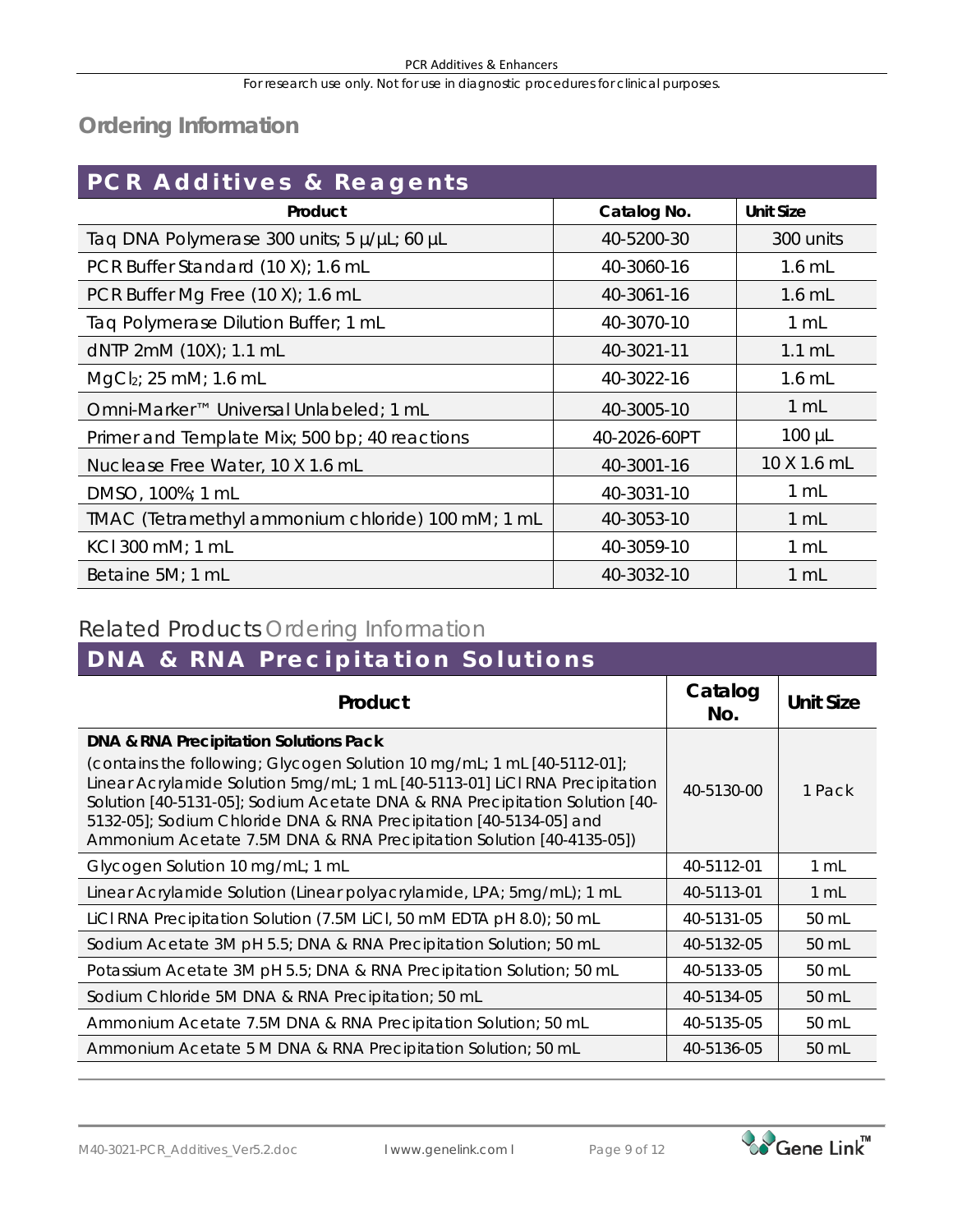## Ordering Information

| PCR Additives & Reagents | | |
|---|---|---|
| **Product** | **Catalog No.** | **Unit Size** |
| Taq DNA Polymerase 300 units; 5 µ/µL; 60 µL | 40-5200-30 | 300 units |
| PCR Buffer Standard (10 X); 1.6 mL | 40-3060-16 | 1.6 mL |
| PCR Buffer Mg Free (10 X); 1.6 mL | 40-3061-16 | 1.6 mL |
| Taq Polymerase Dilution Buffer; 1 mL | 40-3070-10 | 1 mL |
| dNTP 2mM (10X); 1.1 mL | 40-3021-11 | 1.1 mL |
| $MgCl_2$; 25 mM; 1.6 mL | 40-3022-16 | 1.6 mL |
| Omni-Marker™ Universal Unlabeled; 1 mL | 40-3005-10 | 1 mL |
| Primer and Template Mix; 500 bp; 40 reactions | 40-2026-60PT | 100 µL |
| Nuclease Free Water, 10 X 1.6 mL | 40-3001-16 | 10 X 1.6 mL |
| DMSO, 100%; 1 mL | 40-3031-10 | 1 mL |
| TMAC (Tetramethyl ammonium chloride) 100 mM; 1 mL | 40-3053-10 | 1 mL |
| KCl 300 mM; 1 mL | 40-3059-10 | 1 mL |
| Betaine 5M; 1 mL | 40-3032-10 | 1 mL |

## Related Products Ordering Information

| DNA & RNA Precipitation Solutions | | |
|---|---|---|
| **Product** | **Catalog No.** | **Unit Size** |
| **DNA & RNA Precipitation Solutions Pack** (contains the following; Glycogen Solution 10 mg/mL; 1 mL [40-5112-01]; Linear Acrylamide Solution 5mg/mL; 1 mL [40-5113-01] LiCl RNA Precipitation Solution [40-5131-05]; Sodium Acetate DNA & RNA Precipitation Solution [40-5132-05]; Sodium Chloride DNA & RNA Precipitation [40-5134-05] and Ammonium Acetate 7.5M DNA & RNA Precipitation Solution [40-4135-05]) | 40-5130-00 | 1 Pack |
| Glycogen Solution 10 mg/mL; 1 mL | 40-5112-01 | 1 mL |
| Linear Acrylamide Solution (Linear polyacrylamide, LPA; 5mg/mL); 1 mL | 40-5113-01 | 1 mL |
| LiCl RNA Precipitation Solution (7.5M LiCl, 50 mM EDTA pH 8.0); 50 mL | 40-5131-05 | 50 mL |
| Sodium Acetate 3M pH 5.5; DNA & RNA Precipitation Solution; 50 mL | 40-5132-05 | 50 mL |
| Potassium Acetate 3M pH 5.5; DNA & RNA Precipitation Solution; 50 mL | 40-5133-05 | 50 mL |
| Sodium Chloride 5M DNA & RNA Precipitation; 50 mL | 40-5134-05 | 50 mL |
| Ammonium Acetate 7.5M DNA & RNA Precipitation Solution; 50 mL | 40-5135-05 | 50 mL |
| Ammonium Acetate 5 M DNA & RNA Precipitation Solution; 50 mL | 40-5136-05 | 50 mL |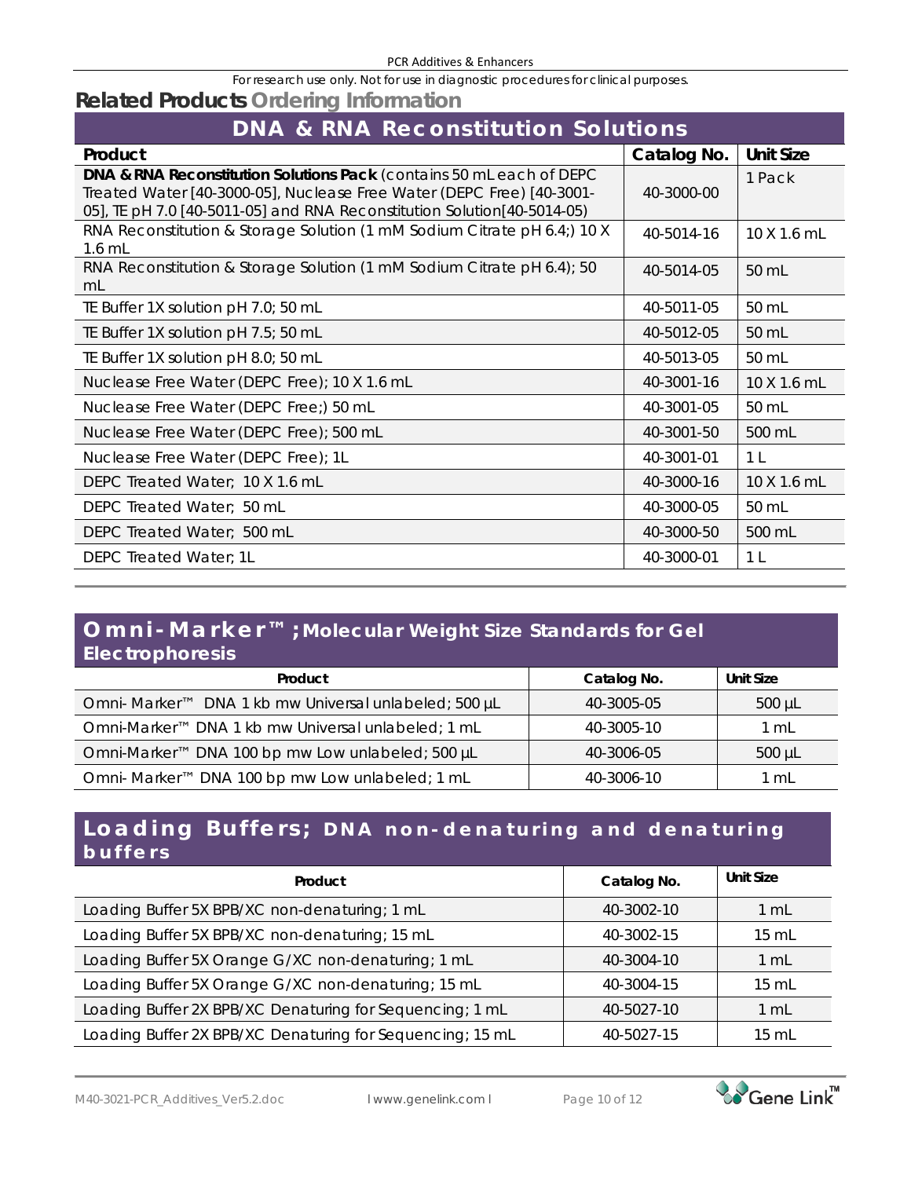For research use only. Not for use in diagnostic procedures for clinical purposes.

## Related Products Ordering Information

### DNA & RNA Reconstitution Solutions

| Product | Catalog No. | Unit Size |
|---|---|---|
| **DNA & RNA Reconstitution Solutions Pack** (contains 50 mL each of DEPC Treated Water [40-3000-05], Nuclease Free Water (DEPC Free) [40-3001-05], TE pH 7.0 [40-5011-05] and RNA Reconstitution Solution[40-5014-05) | 40-3000-00 | 1 Pack |
| RNA Reconstitution & Storage Solution (1 mM Sodium Citrate pH 6.4;) 10 X 1.6 mL | 40-5014-16 | 10 X 1.6 mL |
| RNA Reconstitution & Storage Solution (1 mM Sodium Citrate pH 6.4); 50 mL | 40-5014-05 | 50 mL |
| TE Buffer 1X solution pH 7.0; 50 mL | 40-5011-05 | 50 mL |
| TE Buffer 1X solution pH 7.5; 50 mL | 40-5012-05 | 50 mL |
| TE Buffer 1X solution pH 8.0; 50 mL | 40-5013-05 | 50 mL |
| Nuclease Free Water (DEPC Free); 10 X 1.6 mL | 40-3001-16 | 10 X 1.6 mL |
| Nuclease Free Water (DEPC Free;) 50 mL | 40-3001-05 | 50 mL |
| Nuclease Free Water (DEPC Free); 500 mL | 40-3001-50 | 500 mL |
| Nuclease Free Water (DEPC Free); 1L | 40-3001-01 | 1 L |
| DEPC Treated Water; 10 X 1.6 mL | 40-3000-16 | 10 X 1.6 mL |
| DEPC Treated Water; 50 mL | 40-3000-05 | 50 mL |
| DEPC Treated Water; 500 mL | 40-3000-50 | 500 mL |
| DEPC Treated Water; 1L | 40-3000-01 | 1 L |

### Omni-Marker™ ; Molecular Weight Size Standards for Gel Electrophoresis

| Product | Catalog No. | Unit Size |
|---|---|---|
| Omni- Marker™ DNA 1 kb mw Universal unlabeled; 500 µL | 40-3005-05 | 500 µL |
| Omni-Marker™ DNA 1 kb mw Universal unlabeled; 1 mL | 40-3005-10 | 1 mL |
| Omni-Marker™ DNA 100 bp mw Low unlabeled; 500 µL | 40-3006-05 | 500 µL |
| Omni- Marker™ DNA 100 bp mw Low unlabeled; 1 mL | 40-3006-10 | 1 mL |

### Loading Buffers; DNA non-denaturing and denaturing buffers

| Product | Catalog No. | Unit Size |
|---|---|---|
| Loading Buffer 5X BPB/XC non-denaturing; 1 mL | 40-3002-10 | 1 mL |
| Loading Buffer 5X BPB/XC non-denaturing; 15 mL | 40-3002-15 | 15 mL |
| Loading Buffer 5X Orange G/XC non-denaturing; 1 mL | 40-3004-10 | 1 mL |
| Loading Buffer 5X Orange G/XC non-denaturing; 15 mL | 40-3004-15 | 15 mL |
| Loading Buffer 2X BPB/XC Denaturing for Sequencing; 1 mL | 40-5027-10 | 1 mL |
| Loading Buffer 2X BPB/XC Denaturing for Sequencing; 15 mL | 40-5027-15 | 15 mL |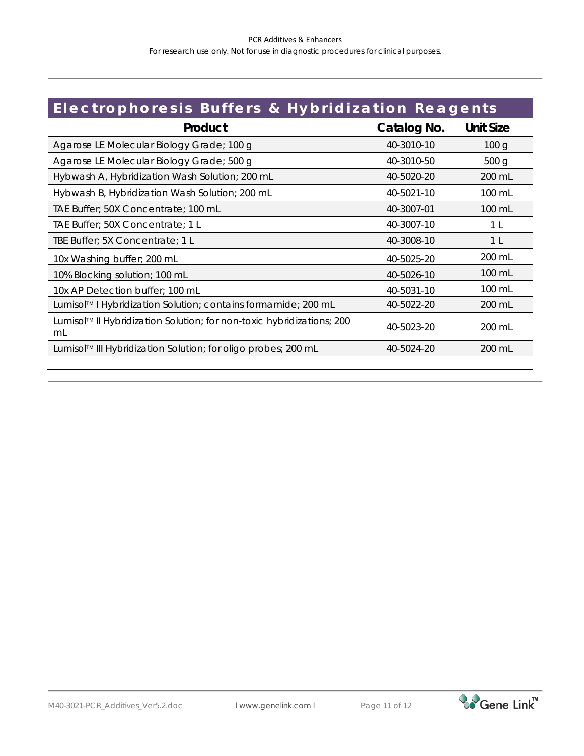## Electrophoresis Buffers & Hybridization Reagents

| Product | Catalog No. | Unit Size |
|---|---|---|
| Agarose LE Molecular Biology Grade; 100 g | 40-3010-10 | 100 g |
| Agarose LE Molecular Biology Grade; 500 g | 40-3010-50 | 500 g |
| Hybwash A, Hybridization Wash Solution; 200 mL | 40-5020-20 | 200 mL |
| Hybwash B, Hybridization Wash Solution; 200 mL | 40-5021-10 | 100 mL |
| TAE Buffer; 50X Concentrate; 100 mL | 40-3007-01 | 100 mL |
| TAE Buffer; 50X Concentrate; 1 L | 40-3007-10 | 1 L |
| TBE Buffer; 5X Concentrate; 1 L | 40-3008-10 | 1 L |
| 10x Washing buffer; 200 mL | 40-5025-20 | 200 mL |
| 10% Blocking solution; 100 mL | 40-5026-10 | 100 mL |
| 10x AP Detection buffer; 100 mL | 40-5031-10 | 100 mL |
| Lumisol™ I Hybridization Solution; contains formamide; 200 mL | 40-5022-20 | 200 mL |
| Lumisol™ II Hybridization Solution; for non-toxic hybridizations; 200 mL | 40-5023-20 | 200 mL |
| Lumisol™ III Hybridization Solution; for oligo probes; 200 mL | 40-5024-20 | 200 mL |
| | | |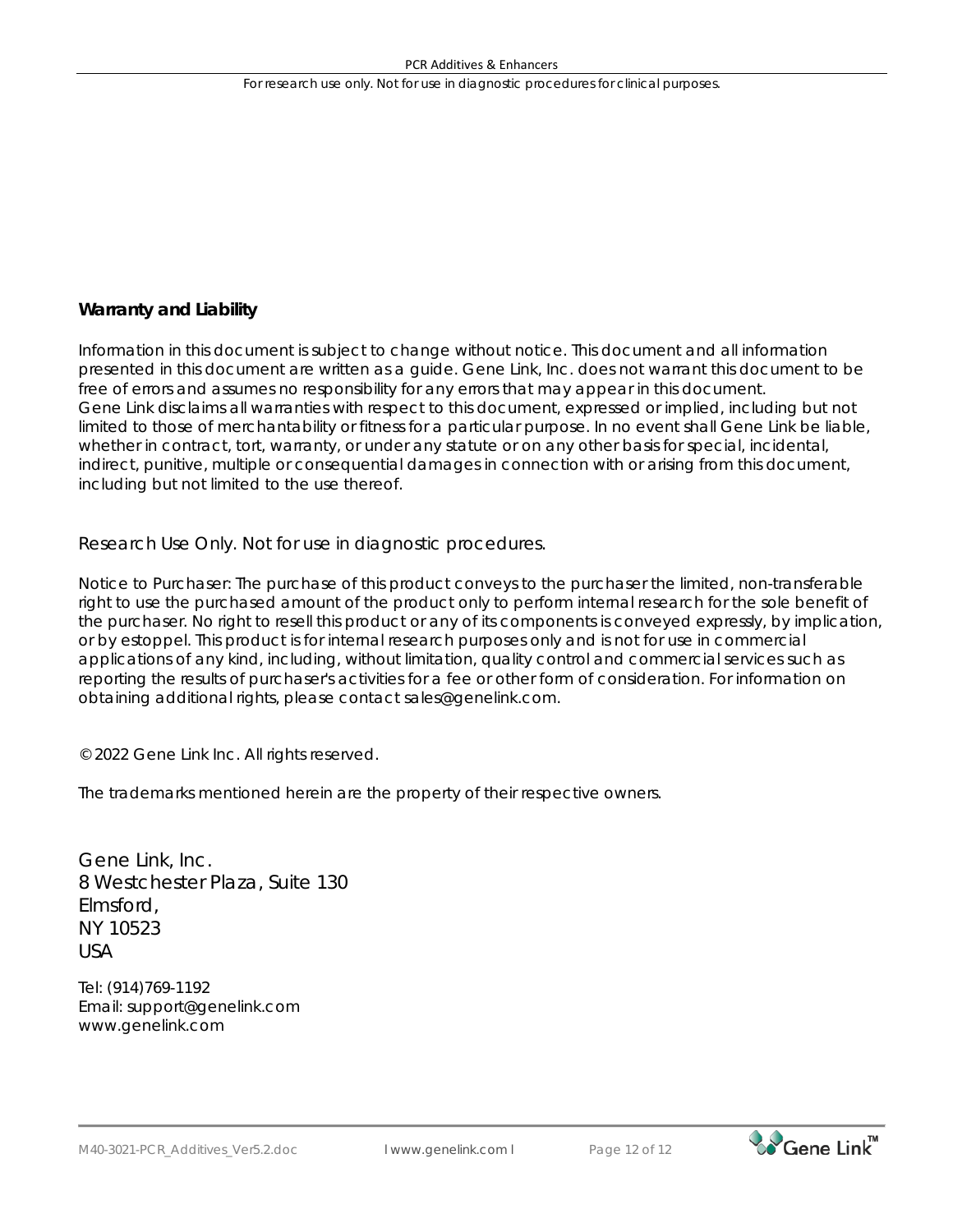**Warranty and Liability**

Information in this document is subject to change without notice. This document and all information presented in this document are written as a guide. Gene Link, Inc. does not warrant this document to be free of errors and assumes no responsibility for any errors that may appear in this document.
Gene Link disclaims all warranties with respect to this document, expressed or implied, including but not limited to those of merchantability or fitness for a particular purpose. In no event shall Gene Link be liable, whether in contract, tort, warranty, or under any statute or on any other basis for special, incidental, indirect, punitive, multiple or consequential damages in connection with or arising from this document, including but not limited to the use thereof.

Research Use Only. Not for use in diagnostic procedures.

Notice to Purchaser: The purchase of this product conveys to the purchaser the limited, non-transferable right to use the purchased amount of the product only to perform internal research for the sole benefit of the purchaser. No right to resell this product or any of its components is conveyed expressly, by implication, or by estoppel. This product is for internal research purposes only and is not for use in commercial applications of any kind, including, without limitation, quality control and commercial services such as reporting the results of purchaser's activities for a fee or other form of consideration. For information on obtaining additional rights, please contact sales@genelink.com.

© 2022 Gene Link Inc. All rights reserved.

The trademarks mentioned herein are the property of their respective owners.

Gene Link, Inc.
8 Westchester Plaza, Suite 130
Elmsford,
NY 10523
USA

Tel: (914)769-1192
Email: support@genelink.com
www.genelink.com